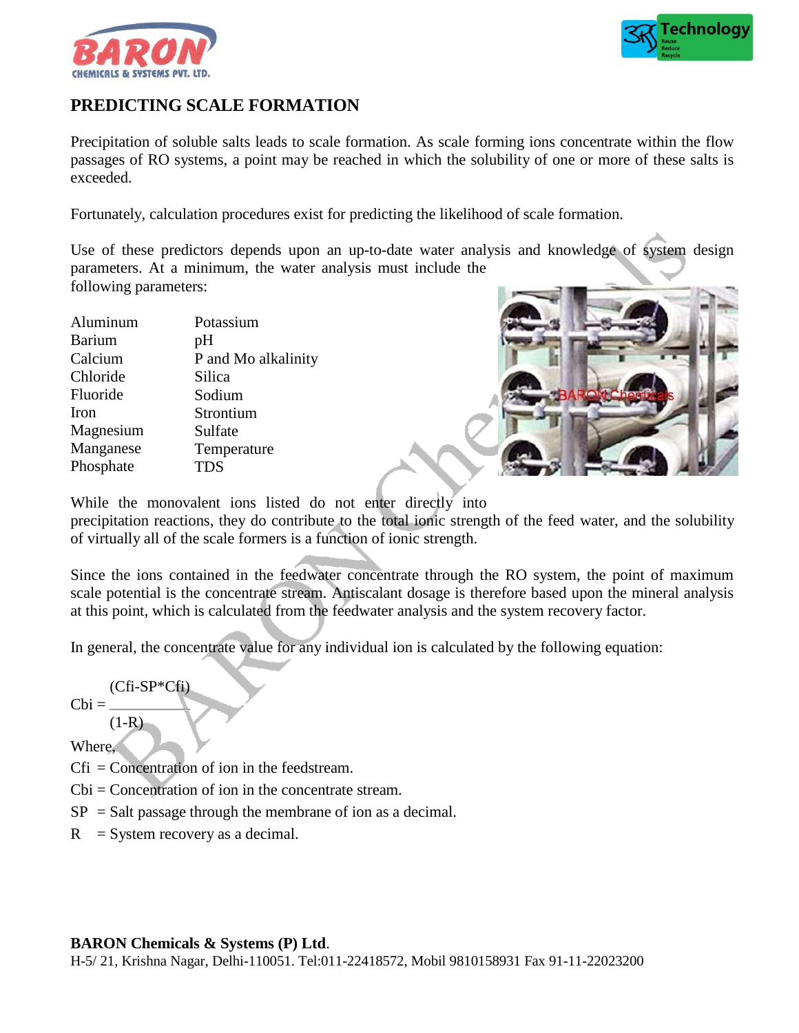# PREDICTING SCALE FORMATION

Precipitation of soluble salts leads to scale formation. As scale forming ions concentrate within the flow passages of RO systems, a point may be reached in which the solubility of one or more of these salts is exceeded.

Fortunately, calculation procedures exist for predicting the likelihood of scale formation.

Use of these predictors depends upon an up-to-date water analysis and knowledge of system design parameters. At a minimum, the water analysis must include the following parameters:

| | |
|---|---|
| Aluminum | Potassium |
| Barium | pH |
| Calcium | P and Mo alkalinity |
| Chloride | Silica |
| Fluoride | Sodium |
| Iron | Strontium |
| Magnesium | Sulfate |
| Manganese | Temperature |
| Phosphate | TDS |

While the monovalent ions listed do not enter directly into precipitation reactions, they do contribute to the total ionic strength of the feed water, and the solubility of virtually all of the scale formers is a function of ionic strength.

Since the ions contained in the feedwater concentrate through the RO system, the point of maximum scale potential is the concentrate stream. Antiscalant dosage is therefore based upon the mineral analysis at this point, which is calculated from the feedwater analysis and the system recovery factor.

In general, the concentrate value for any individual ion is calculated by the following equation:

$$Cbi = \frac{(Cfi - SP * Cfi)}{(1-R)}$$

Where,

Cfi = Concentration of ion in the feedstream.

Cbi = Concentration of ion in the concentrate stream.

SP = Salt passage through the membrane of ion as a decimal.

R = System recovery as a decimal.

**BARON Chemicals & Systems (P) Ltd**.
H-5/ 21, Krishna Nagar, Delhi-110051. Tel:011-22418572, Mobil 9810158931 Fax 91-11-22023200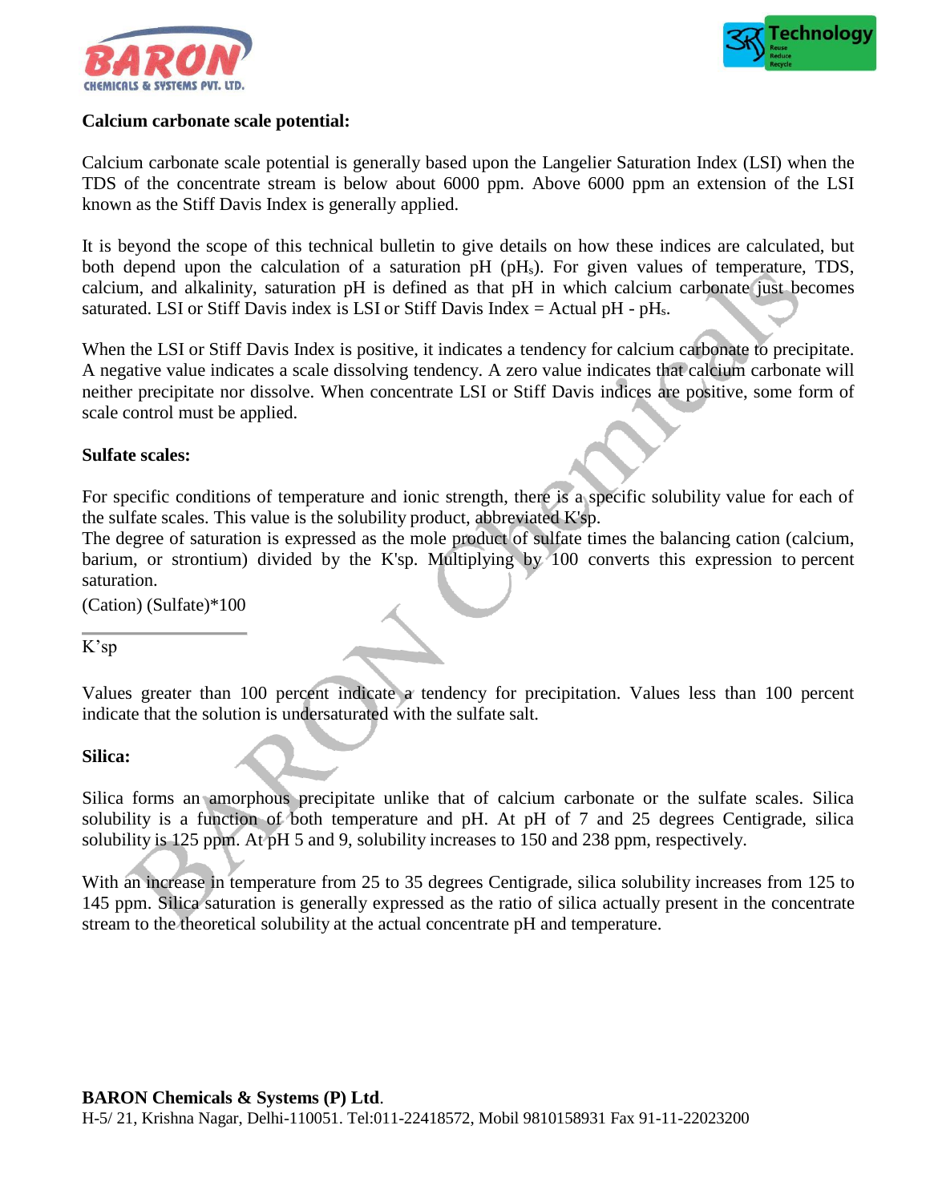**Calcium carbonate scale potential:**

Calcium carbonate scale potential is generally based upon the Langelier Saturation Index (LSI) when the TDS of the concentrate stream is below about 6000 ppm. Above 6000 ppm an extension of the LSI known as the Stiff Davis Index is generally applied.

It is beyond the scope of this technical bulletin to give details on how these indices are calculated, but both depend upon the calculation of a saturation pH ($pH_s$). For given values of temperature, TDS, calcium, and alkalinity, saturation pH is defined as that pH in which calcium carbonate just becomes saturated. LSI or Stiff Davis index is LSI or Stiff Davis Index = Actual pH - $pH_s$.

When the LSI or Stiff Davis Index is positive, it indicates a tendency for calcium carbonate to precipitate. A negative value indicates a scale dissolving tendency. A zero value indicates that calcium carbonate will neither precipitate nor dissolve. When concentrate LSI or Stiff Davis indices are positive, some form of scale control must be applied.

**Sulfate scales:**

For specific conditions of temperature and ionic strength, there is a specific solubility value for each of the sulfate scales. This value is the solubility product, abbreviated K'sp.
The degree of saturation is expressed as the mole product of sulfate times the balancing cation (calcium, barium, or strontium) divided by the K'sp. Multiplying by 100 converts this expression to percent saturation.

$$\frac{(\text{Cation})(\text{Sulfate})*100}{K'sp}$$

Values greater than 100 percent indicate a tendency for precipitation. Values less than 100 percent indicate that the solution is undersaturated with the sulfate salt.

**Silica:**

Silica forms an amorphous precipitate unlike that of calcium carbonate or the sulfate scales. Silica solubility is a function of both temperature and pH. At pH of 7 and 25 degrees Centigrade, silica solubility is 125 ppm. At pH 5 and 9, solubility increases to 150 and 238 ppm, respectively.

With an increase in temperature from 25 to 35 degrees Centigrade, silica solubility increases from 125 to 145 ppm. Silica saturation is generally expressed as the ratio of silica actually present in the concentrate stream to the theoretical solubility at the actual concentrate pH and temperature.